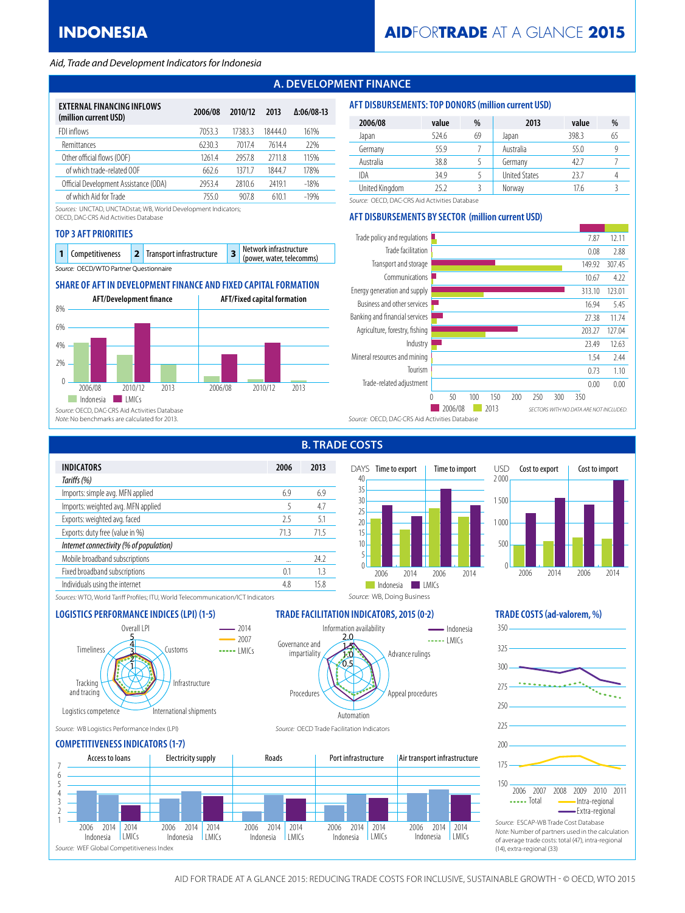# INDONESIA

## AIDFORTRADE AT A GLANCE 2015

*Aid, Trade and Development Indicators for Indonesia*

## A. DEVELOPMENT FINANCE

| EXTERNAL FINANCING INFLOWS (million current USD) | 2006/08 | 2010/12 | 2013 | Δ:06/08-13 |
|---|---|---|---|---|
| FDI inflows | 7053.3 | 17383.3 | 18444.0 | 161% |
| Remittances | 6230.3 | 7017.4 | 7614.4 | 22% |
| Other official flows (OOF) | 1261.4 | 2957.8 | 2711.8 | 115% |
| of which trade-related OOF | 662.6 | 1371.7 | 1844.7 | 178% |
| Official Development Assistance (ODA) | 2953.4 | 2810.6 | 2419.1 | -18% |
| of which Aid for Trade | 755.0 | 907.8 | 610.1 | -19% |

Sources: UNCTAD, UNCTADstat; WB, World Development Indicators; OECD, DAC-CRS Aid Activities Database

### TOP 3 AFT PRIORITIES

| 1 | Competitiveness | 2 | Transport infrastructure | 3 | Network infrastructure (power, water, telecoms) |
|---|---|---|---|---|---|

Source: OECD/WTO Partner Questionnaire

### SHARE OF AFT IN DEVELOPMENT FINANCE AND FIXED CAPITAL FORMATION

AFT/Development finance; AFT/Fixed capital formation (2006/08, 2010/12, 2013; Indonesia, LMICs)

Source: OECD, DAC-CRS Aid Activities Database
Note: No benchmarks are calculated for 2013.

### AFT DISBURSEMENTS: TOP DONORS (million current USD)

| 2006/08 | value | % | 2013 | value | % |
|---|---|---|---|---|---|
| Japan | 524.6 | 69 | Japan | 398.3 | 65 |
| Germany | 55.9 | 7 | Australia | 55.0 | 9 |
| Australia | 38.8 | 5 | Germany | 42.7 | 7 |
| IDA | 34.9 | 5 | United States | 23.7 | 4 |
| United Kingdom | 25.2 | 3 | Norway | 17.6 | 3 |

Source: OECD, DAC-CRS Aid Activities Database

### AFT DISBURSEMENTS BY SECTOR (million current USD)

| Sector | 2006/08 | 2013 |
|---|---|---|
| Trade policy and regulations | 7.87 | 12.11 |
| Trade facilitation | 0.08 | 2.88 |
| Transport and storage | 149.92 | 307.45 |
| Communications | 10.67 | 4.22 |
| Energy generation and supply | 313.10 | 123.01 |
| Business and other services | 16.94 | 5.45 |
| Banking and financial services | 27.38 | 11.74 |
| Agriculture, forestry, fishing | 203.27 | 127.04 |
| Industry | 23.49 | 12.63 |
| Mineral resources and mining | 1.54 | 2.44 |
| Tourism | 0.73 | 1.10 |
| Trade-related adjustment | 0.00 | 0.00 |

SECTORS WITH NO DATA ARE NOT INCLUDED.

Source: OECD, DAC-CRS Aid Activities Database

## B. TRADE COSTS

| INDICATORS | 2006 | 2013 |
|---|---|---|
| *Tariffs (%)* | | |
| Imports: simple avg. MFN applied | 6.9 | 6.9 |
| Imports: weighted avg. MFN applied | 5 | 4.7 |
| Exports: weighted avg. faced | 2.5 | 5.1 |
| Exports: duty free (value in %) | 71.3 | 71.5 |
| *Internet connectivity (% of population)* | | |
| Mobile broadband subscriptions | ... | 24.2 |
| Fixed broadband subscriptions | 0.1 | 1.3 |
| Individuals using the internet | 4.8 | 15.8 |

Sources: WTO, World Tariff Profiles; ITU, World Telecommunication/ICT Indicators

Time to export / Time to import (DAYS); Cost to export / Cost to import (USD) — 2006, 2014; Indonesia, LMICs

Source: WB, Doing Business

### LOGISTICS PERFORMANCE INDICES (LPI) (1-5)

Overall LPI, Customs, Infrastructure, International shipments, Logistics competence, Tracking and tracing, Timeliness (2014, 2007, LMICs)

Source: WB Logistics Performance Index (LPI)

### TRADE FACILITATION INDICATORS, 2015 (0-2)

Information availability, Advance rulings, Appeal procedures, Automation, Procedures, Governance and impartiality (Indonesia, LMICs)

Source: OECD Trade Facilitation Indicators

### TRADE COSTS (ad-valorem, %)

Total, Intra-regional, Extra-regional (2006–2011)

Source: ESCAP-WB Trade Cost Database
Note: Number of partners used in the calculation of average trade costs: total (47), intra-regional (14), extra-regional (33)

### COMPETITIVENESS INDICATORS (1-7)

Access to loans, Electricity supply, Roads, Port infrastructure, Air transport infrastructure (2006 Indonesia, 2014 Indonesia, 2014 LMICs)

Source: WEF Global Competitiveness Index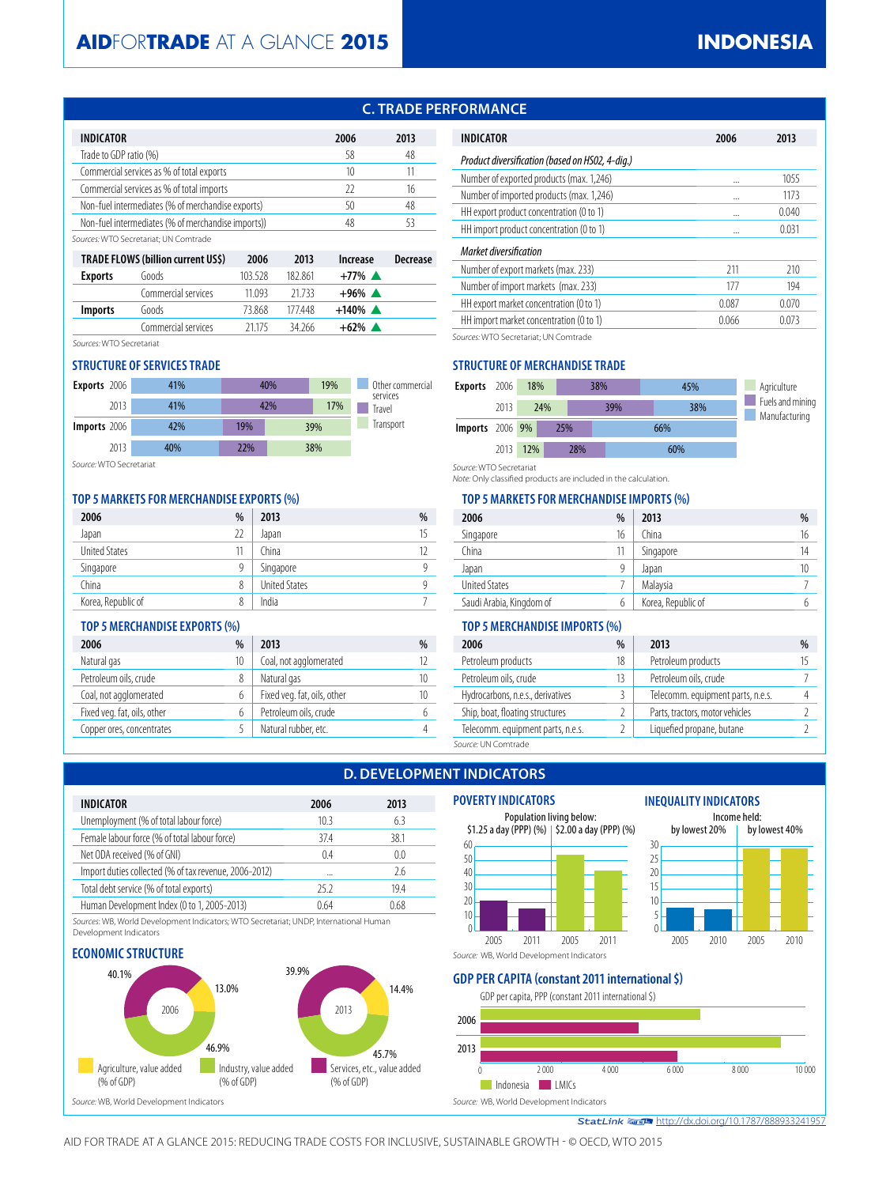## C. TRADE PERFORMANCE

| INDICATOR | 2006 | 2013 |
|---|---|---|
| Trade to GDP ratio (%) | 58 | 48 |
| Commercial services as % of total exports | 10 | 11 |
| Commercial services as % of total imports | 22 | 16 |
| Non-fuel intermediates (% of merchandise exports) | 50 | 48 |
| Non-fuel intermediates (% of merchandise imports)) | 48 | 53 |

*Sources:* WTO Secretariat; UN Comtrade

| TRADE FLOWS (billion current US$) | | 2006 | 2013 | Increase | Decrease |
|---|---|---|---|---|---|
| **Exports** | Goods | 103.528 | 182.861 | +77% ▲ | |
| | Commercial services | 11.093 | 21.733 | +96% ▲ | |
| **Imports** | Goods | 73.868 | 177.448 | +140% ▲ | |
| | Commercial services | 21.175 | 34.266 | +62% ▲ | |

*Sources:* WTO Secretariat

| INDICATOR | 2006 | 2013 |
|---|---|---|
| *Product diversification (based on HS02, 4-dig.)* | | |
| Number of exported products (max. 1,246) | ... | 1055 |
| Number of imported products (max. 1,246) | ... | 1173 |
| HH export product concentration (0 to 1) | ... | 0.040 |
| HH import product concentration (0 to 1) | ... | 0.031 |
| *Market diversification* | | |
| Number of export markets (max. 233) | 211 | 210 |
| Number of import markets (max. 233) | 177 | 194 |
| HH export market concentration (0 to 1) | 0.087 | 0.070 |
| HH import market concentration (0 to 1) | 0.066 | 0.073 |

*Sources:* WTO Secretariat; UN Comtrade

### STRUCTURE OF SERVICES TRADE

Exports 2006: 41% | 40% | 19%
2013: 41% | 42% | 17%
Imports 2006: 42% | 19% | 39%
2013: 40% | 22% | 38%

Other commercial services
Travel
Transport

*Source:* WTO Secretariat

### STRUCTURE OF MERCHANDISE TRADE

Exports 2006: 18% | 38% | 45%
2013: 24% | 39% | 38%
Imports 2006: 9% | 25% | 66%
2013: 12% | 28% | 60%

Agriculture
Fuels and mining
Manufacturing

*Source:* WTO Secretariat
*Note:* Only classified products are included in the calculation.

### TOP 5 MARKETS FOR MERCHANDISE EXPORTS (%)

| 2006 | % | 2013 | % |
|---|---|---|---|
| Japan | 22 | Japan | 15 |
| United States | 11 | China | 12 |
| Singapore | 9 | Singapore | 9 |
| China | 8 | United States | 9 |
| Korea, Republic of | 8 | India | 7 |

### TOP 5 MARKETS FOR MERCHANDISE IMPORTS (%)

| 2006 | % | 2013 | % |
|---|---|---|---|
| Singapore | 16 | China | 16 |
| China | 11 | Singapore | 14 |
| Japan | 9 | Japan | 10 |
| United States | 7 | Malaysia | 7 |
| Saudi Arabia, Kingdom of | 6 | Korea, Republic of | 6 |

### TOP 5 MERCHANDISE EXPORTS (%)

| 2006 | % | 2013 | % |
|---|---|---|---|
| Natural gas | 10 | Coal, not agglomerated | 12 |
| Petroleum oils, crude | 8 | Natural gas | 10 |
| Coal, not agglomerated | 6 | Fixed veg. fat, oils, other | 10 |
| Fixed veg. fat, oils, other | 6 | Petroleum oils, crude | 6 |
| Copper ores, concentrates | 5 | Natural rubber, etc. | 4 |

### TOP 5 MERCHANDISE IMPORTS (%)

| 2006 | % | 2013 | % |
|---|---|---|---|
| Petroleum products | 18 | Petroleum products | 15 |
| Petroleum oils, crude | 13 | Petroleum oils, crude | 7 |
| Hydrocarbons, n.e.s., derivatives | 3 | Telecomm. equipment parts, n.e.s. | 4 |
| Ship, boat, floating structures | 2 | Parts, tractors, motor vehicles | 2 |
| Telecomm. equipment parts, n.e.s. | 2 | Liquefied propane, butane | 2 |

*Source:* UN Comtrade

## D. DEVELOPMENT INDICATORS

| INDICATOR | 2006 | 2013 |
|---|---|---|
| Unemployment (% of total labour force) | 10.3 | 6.3 |
| Female labour force (% of total labour force) | 37.4 | 38.1 |
| Net ODA received (% of GNI) | 0.4 | 0.0 |
| Import duties collected (% of tax revenue, 2006-2012) | ... | 2.6 |
| Total debt service (% of total exports) | 25.2 | 19.4 |
| Human Development Index (0 to 1, 2005-2013) | 0.64 | 0.68 |

*Sources:* WB, World Development Indicators; WTO Secretariat; UNDP, International Human Development Indicators

### ECONOMIC STRUCTURE

2006: 40.1% | 13.0% | 46.9%
2013: 39.9% | 14.4% | 45.7%

Agriculture, value added (% of GDP)
Industry, value added (% of GDP)
Services, etc., value added (% of GDP)

*Source:* WB, World Development Indicators

### POVERTY INDICATORS

Population living below:
$1.25 a day (PPP) (%) | $2.00 a day (PPP) (%)
0 10 20 30 40 50 60
2005 2011 2005 2011

### INEQUALITY INDICATORS

Income held:
by lowest 20% | by lowest 40%
0 5 10 15 20 25 30
2005 2010 2005 2010

*Source:* WB, World Development Indicators

### GDP PER CAPITA (constant 2011 international $)

GDP per capita, PPP (constant 2011 international $)
2006
2013
0 2 000 4 000 6 000 8 000 10 000
Indonesia
LMICs

*Source:* WB, World Development Indicators

StatLink http://dx.doi.org/10.1787/888933241957